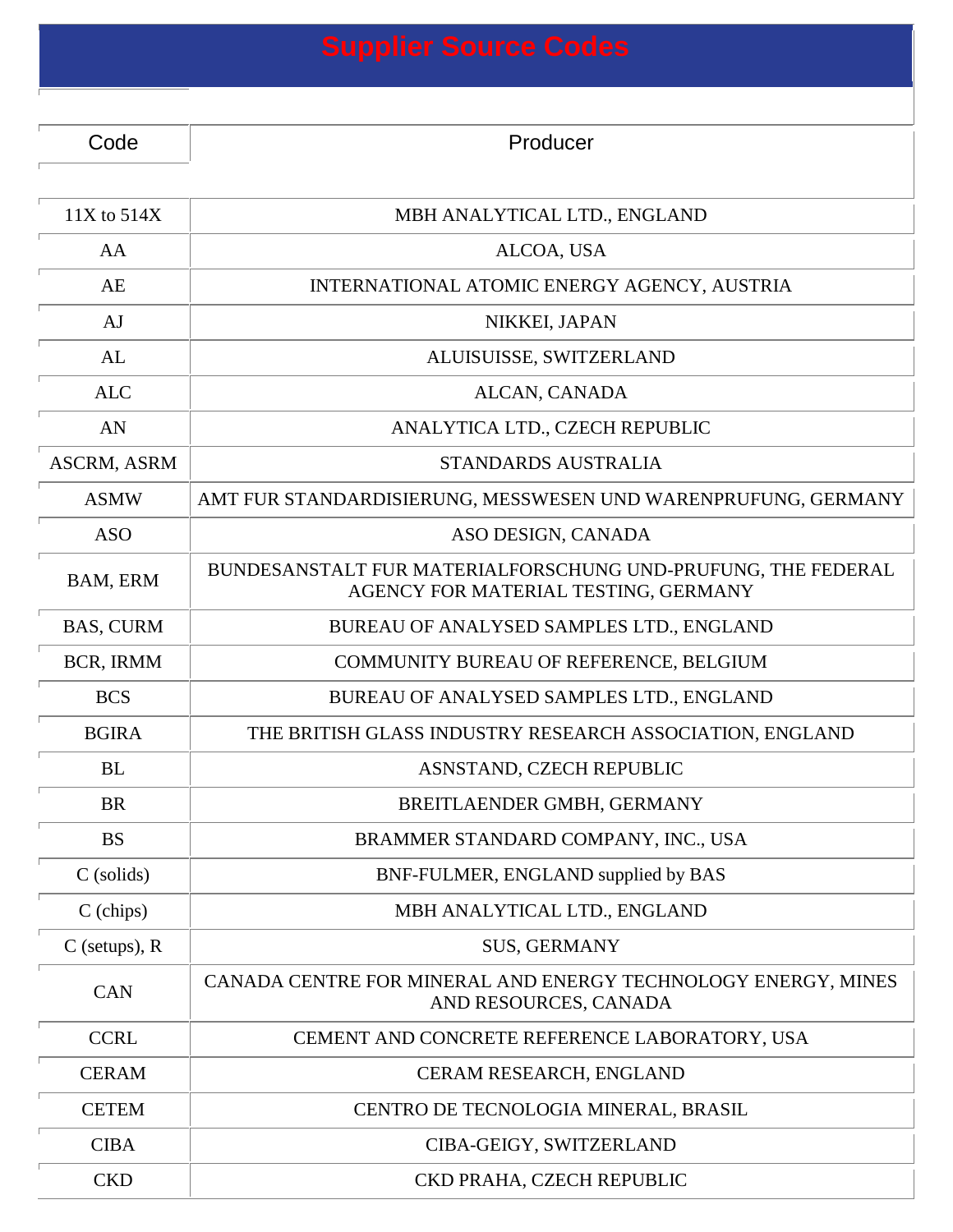# Supplier Source Codes

| Code | Producer |
|---|---|
| 11X to 514X | MBH ANALYTICAL LTD., ENGLAND |
| AA | ALCOA, USA |
| AE | INTERNATIONAL ATOMIC ENERGY AGENCY, AUSTRIA |
| AJ | NIKKEI, JAPAN |
| AL | ALUISUISSE, SWITZERLAND |
| ALC | ALCAN, CANADA |
| AN | ANALYTICA LTD., CZECH REPUBLIC |
| ASCRM, ASRM | STANDARDS AUSTRALIA |
| ASMW | AMT FUR STANDARDISIERUNG, MESSWESEN UND WARENPRUFUNG, GERMANY |
| ASO | ASO DESIGN, CANADA |
| BAM, ERM | BUNDESANSTALT FUR MATERIALFORSCHUNG UND-PRUFUNG, THE FEDERAL AGENCY FOR MATERIAL TESTING, GERMANY |
| BAS, CURM | BUREAU OF ANALYSED SAMPLES LTD., ENGLAND |
| BCR, IRMM | COMMUNITY BUREAU OF REFERENCE, BELGIUM |
| BCS | BUREAU OF ANALYSED SAMPLES LTD., ENGLAND |
| BGIRA | THE BRITISH GLASS INDUSTRY RESEARCH ASSOCIATION, ENGLAND |
| BL | ASNSTAND, CZECH REPUBLIC |
| BR | BREITLAENDER GMBH, GERMANY |
| BS | BRAMMER STANDARD COMPANY, INC., USA |
| C (solids) | BNF-FULMER, ENGLAND supplied by BAS |
| C (chips) | MBH ANALYTICAL LTD., ENGLAND |
| C (setups), R | SUS, GERMANY |
| CAN | CANADA CENTRE FOR MINERAL AND ENERGY TECHNOLOGY ENERGY, MINES AND RESOURCES, CANADA |
| CCRL | CEMENT AND CONCRETE REFERENCE LABORATORY, USA |
| CERAM | CERAM RESEARCH, ENGLAND |
| CETEM | CENTRO DE TECNOLOGIA MINERAL, BRASIL |
| CIBA | CIBA-GEIGY, SWITZERLAND |
| CKD | CKD PRAHA, CZECH REPUBLIC |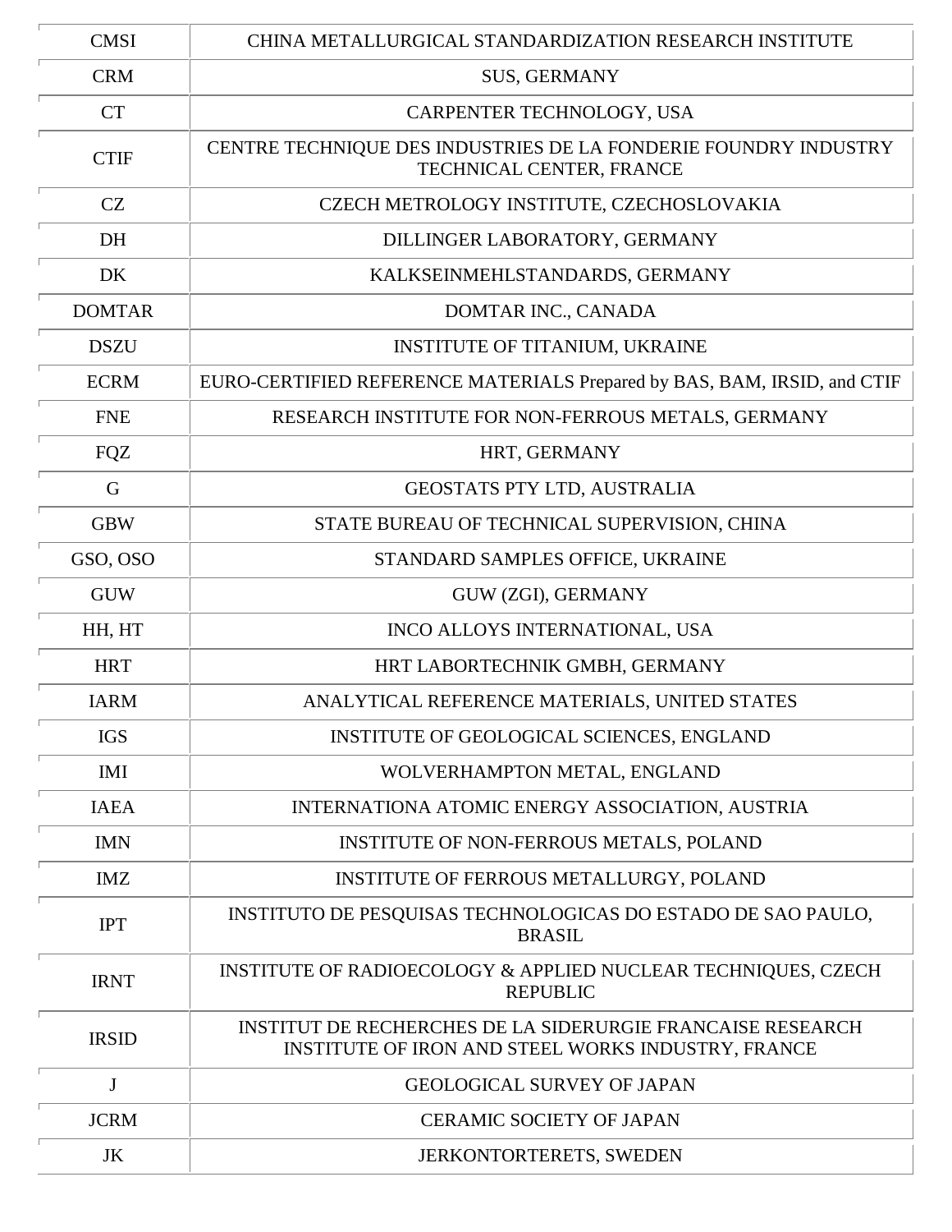| CMSI | CHINA METALLURGICAL STANDARDIZATION RESEARCH INSTITUTE |
|---|---|
| CRM | SUS, GERMANY |
| CT | CARPENTER TECHNOLOGY, USA |
| CTIF | CENTRE TECHNIQUE DES INDUSTRIES DE LA FONDERIE FOUNDRY INDUSTRY TECHNICAL CENTER, FRANCE |
| CZ | CZECH METROLOGY INSTITUTE, CZECHOSLOVAKIA |
| DH | DILLINGER LABORATORY, GERMANY |
| DK | KALKSEINMEHLSTANDARDS, GERMANY |
| DOMTAR | DOMTAR INC., CANADA |
| DSZU | INSTITUTE OF TITANIUM, UKRAINE |
| ECRM | EURO-CERTIFIED REFERENCE MATERIALS Prepared by BAS, BAM, IRSID, and CTIF |
| FNE | RESEARCH INSTITUTE FOR NON-FERROUS METALS, GERMANY |
| FQZ | HRT, GERMANY |
| G | GEOSTATS PTY LTD, AUSTRALIA |
| GBW | STATE BUREAU OF TECHNICAL SUPERVISION, CHINA |
| GSO, OSO | STANDARD SAMPLES OFFICE, UKRAINE |
| GUW | GUW (ZGI), GERMANY |
| HH, HT | INCO ALLOYS INTERNATIONAL, USA |
| HRT | HRT LABORTECHNIK GMBH, GERMANY |
| IARM | ANALYTICAL REFERENCE MATERIALS, UNITED STATES |
| IGS | INSTITUTE OF GEOLOGICAL SCIENCES, ENGLAND |
| IMI | WOLVERHAMPTON METAL, ENGLAND |
| IAEA | INTERNATIONA ATOMIC ENERGY ASSOCIATION, AUSTRIA |
| IMN | INSTITUTE OF NON-FERROUS METALS, POLAND |
| IMZ | INSTITUTE OF FERROUS METALLURGY, POLAND |
| IPT | INSTITUTO DE PESQUISAS TECHNOLOGICAS DO ESTADO DE SAO PAULO, BRASIL |
| IRNT | INSTITUTE OF RADIOECOLOGY & APPLIED NUCLEAR TECHNIQUES, CZECH REPUBLIC |
| IRSID | INSTITUT DE RECHERCHES DE LA SIDERURGIE FRANCAISE RESEARCH INSTITUTE OF IRON AND STEEL WORKS INDUSTRY, FRANCE |
| J | GEOLOGICAL SURVEY OF JAPAN |
| JCRM | CERAMIC SOCIETY OF JAPAN |
| JK | JERKONTORTERETS, SWEDEN |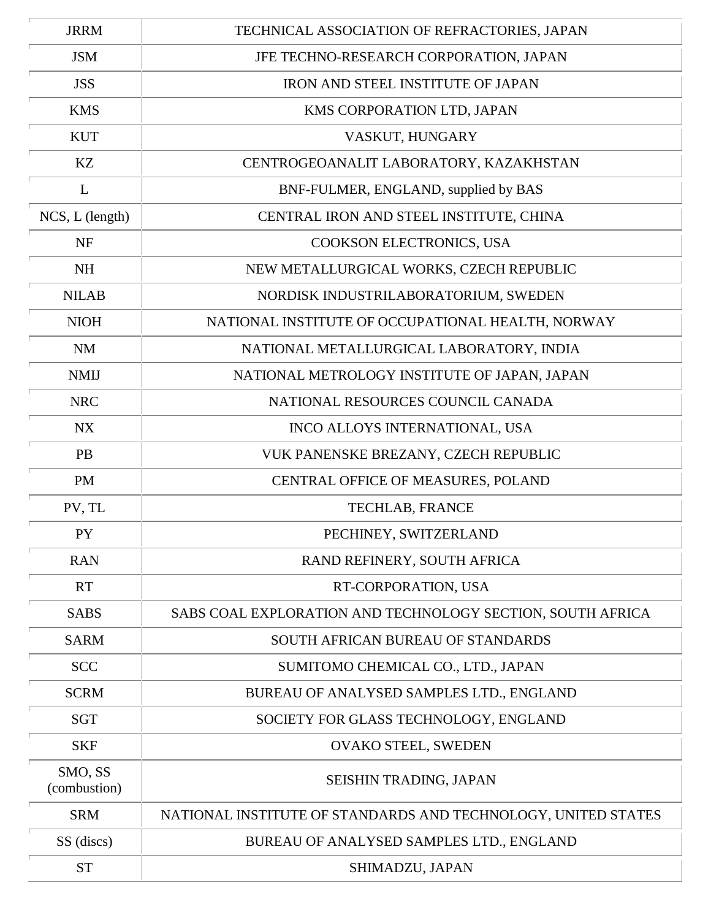| JRRM | TECHNICAL ASSOCIATION OF REFRACTORIES, JAPAN |
|---|---|
| JSM | JFE TECHNO-RESEARCH CORPORATION, JAPAN |
| JSS | IRON AND STEEL INSTITUTE OF JAPAN |
| KMS | KMS CORPORATION LTD, JAPAN |
| KUT | VASKUT, HUNGARY |
| KZ | CENTROGEOANALIT LABORATORY, KAZAKHSTAN |
| L | BNF-FULMER, ENGLAND, supplied by BAS |
| NCS, L (length) | CENTRAL IRON AND STEEL INSTITUTE, CHINA |
| NF | COOKSON ELECTRONICS, USA |
| NH | NEW METALLURGICAL WORKS, CZECH REPUBLIC |
| NILAB | NORDISK INDUSTRILABORATORIUM, SWEDEN |
| NIOH | NATIONAL INSTITUTE OF OCCUPATIONAL HEALTH, NORWAY |
| NM | NATIONAL METALLURGICAL LABORATORY, INDIA |
| NMIJ | NATIONAL METROLOGY INSTITUTE OF JAPAN, JAPAN |
| NRC | NATIONAL RESOURCES COUNCIL CANADA |
| NX | INCO ALLOYS INTERNATIONAL, USA |
| PB | VUK PANENSKE BREZANY, CZECH REPUBLIC |
| PM | CENTRAL OFFICE OF MEASURES, POLAND |
| PV, TL | TECHLAB, FRANCE |
| PY | PECHINEY, SWITZERLAND |
| RAN | RAND REFINERY, SOUTH AFRICA |
| RT | RT-CORPORATION, USA |
| SABS | SABS COAL EXPLORATION AND TECHNOLOGY SECTION, SOUTH AFRICA |
| SARM | SOUTH AFRICAN BUREAU OF STANDARDS |
| SCC | SUMITOMO CHEMICAL CO., LTD., JAPAN |
| SCRM | BUREAU OF ANALYSED SAMPLES LTD., ENGLAND |
| SGT | SOCIETY FOR GLASS TECHNOLOGY, ENGLAND |
| SKF | OVAKO STEEL, SWEDEN |
| SMO, SS (combustion) | SEISHIN TRADING, JAPAN |
| SRM | NATIONAL INSTITUTE OF STANDARDS AND TECHNOLOGY, UNITED STATES |
| SS (discs) | BUREAU OF ANALYSED SAMPLES LTD., ENGLAND |
| ST | SHIMADZU, JAPAN |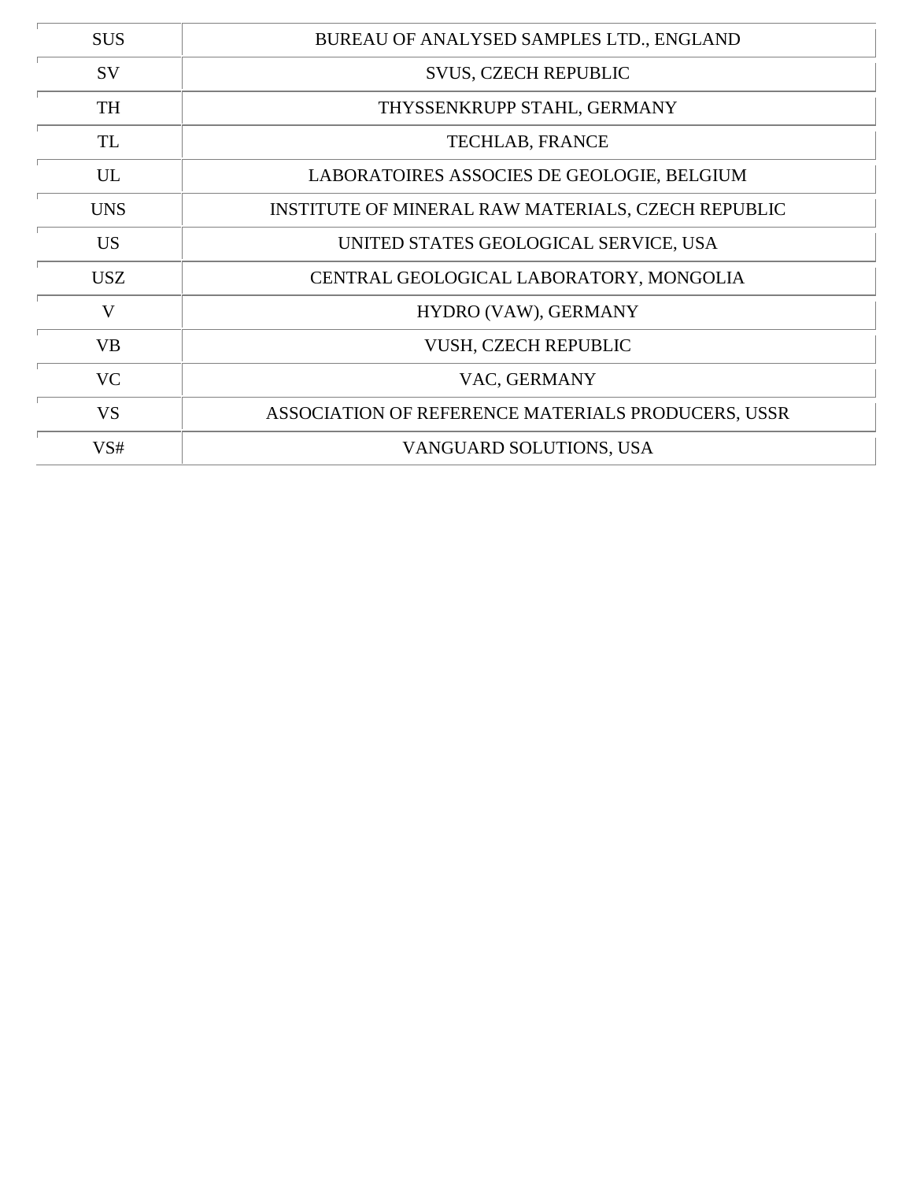| | |
|---|---|
| SUS | BUREAU OF ANALYSED SAMPLES LTD., ENGLAND |
| SV | SVUS, CZECH REPUBLIC |
| TH | THYSSENKRUPP STAHL, GERMANY |
| TL | TECHLAB, FRANCE |
| UL | LABORATOIRES ASSOCIES DE GEOLOGIE, BELGIUM |
| UNS | INSTITUTE OF MINERAL RAW MATERIALS, CZECH REPUBLIC |
| US | UNITED STATES GEOLOGICAL SERVICE, USA |
| USZ | CENTRAL GEOLOGICAL LABORATORY, MONGOLIA |
| V | HYDRO (VAW), GERMANY |
| VB | VUSH, CZECH REPUBLIC |
| VC | VAC, GERMANY |
| VS | ASSOCIATION OF REFERENCE MATERIALS PRODUCERS, USSR |
| VS# | VANGUARD SOLUTIONS, USA |